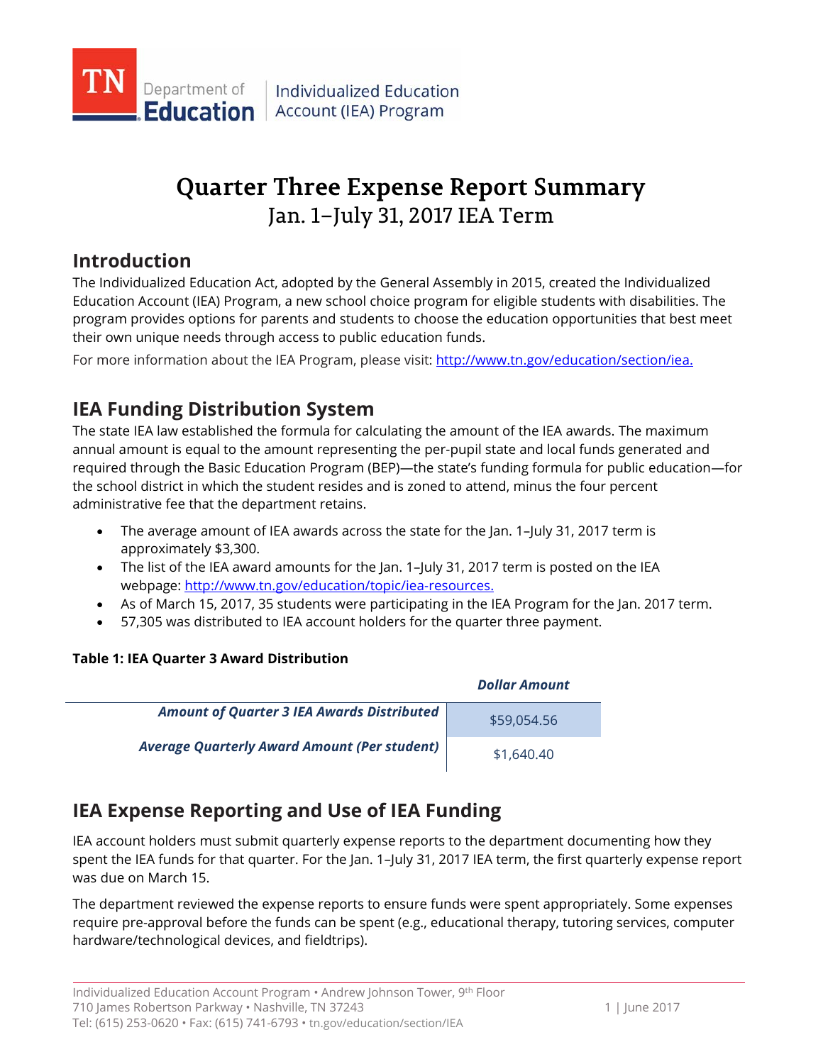TN Department of Education | Individualized Education Account (IEA) Program

# Quarter Three Expense Report Summary

## Jan. 1–July 31, 2017 IEA Term

## Introduction

The Individualized Education Act, adopted by the General Assembly in 2015, created the Individualized Education Account (IEA) Program, a new school choice program for eligible students with disabilities. The program provides options for parents and students to choose the education opportunities that best meet their own unique needs through access to public education funds.

For more information about the IEA Program, please visit: http://www.tn.gov/education/section/iea.

## IEA Funding Distribution System

The state IEA law established the formula for calculating the amount of the IEA awards. The maximum annual amount is equal to the amount representing the per-pupil state and local funds generated and required through the Basic Education Program (BEP)—the state's funding formula for public education—for the school district in which the student resides and is zoned to attend, minus the four percent administrative fee that the department retains.

- The average amount of IEA awards across the state for the Jan. 1–July 31, 2017 term is approximately $3,300.
- The list of the IEA award amounts for the Jan. 1–July 31, 2017 term is posted on the IEA webpage: http://www.tn.gov/education/topic/iea-resources.
- As of March 15, 2017, 35 students were participating in the IEA Program for the Jan. 2017 term.
- 57,305 was distributed to IEA account holders for the quarter three payment.

**Table 1: IEA Quarter 3 Award Distribution**

| | ***Dollar Amount*** |
|---|---|
| ***Amount of Quarter 3 IEA Awards Distributed*** | $59,054.56 |
| ***Average Quarterly Award Amount (Per student)*** | $1,640.40 |

## IEA Expense Reporting and Use of IEA Funding

IEA account holders must submit quarterly expense reports to the department documenting how they spent the IEA funds for that quarter. For the Jan. 1–July 31, 2017 IEA term, the first quarterly expense report was due on March 15.

The department reviewed the expense reports to ensure funds were spent appropriately. Some expenses require pre-approval before the funds can be spent (e.g., educational therapy, tutoring services, computer hardware/technological devices, and fieldtrips).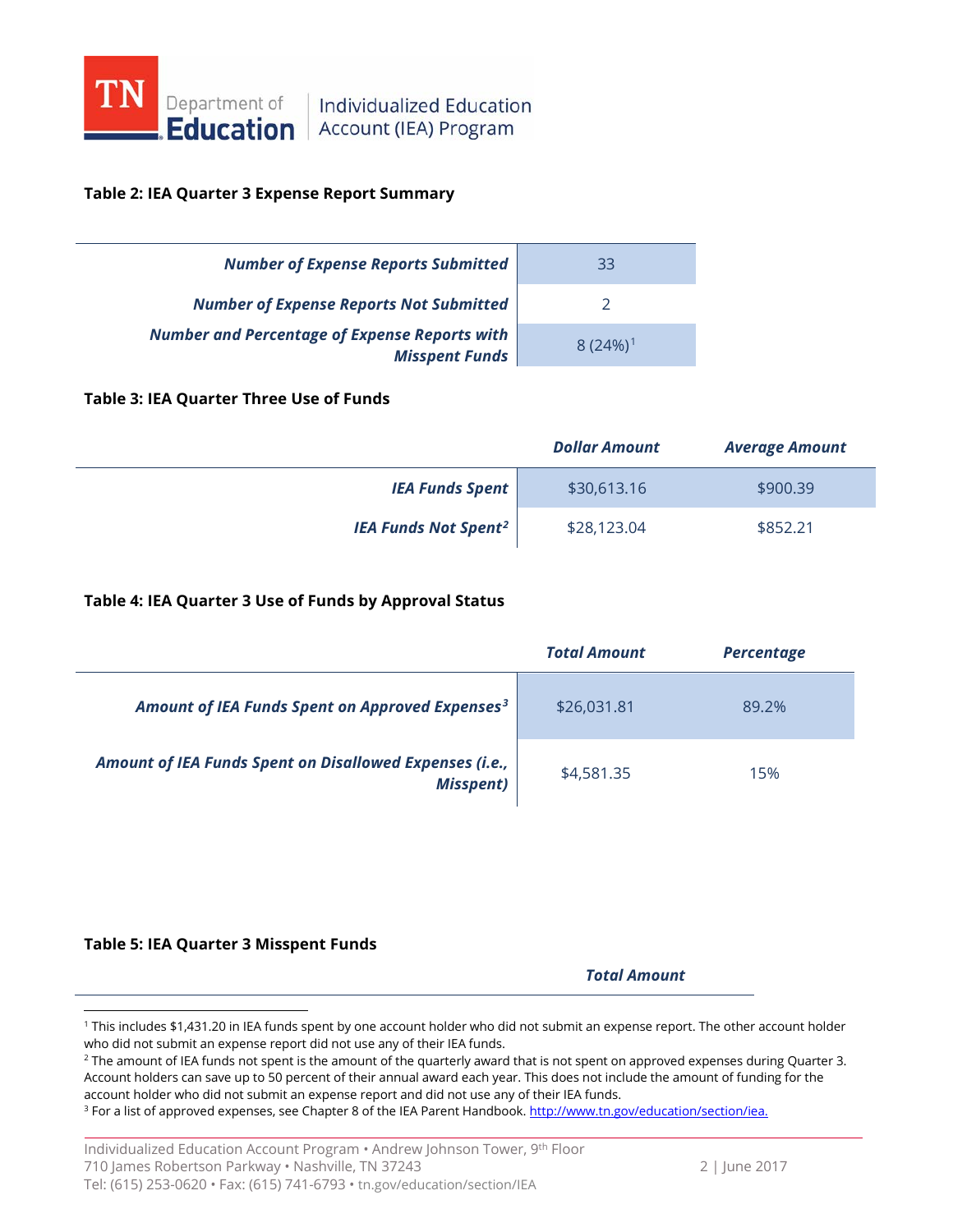**Table 2: IEA Quarter 3 Expense Report Summary**

| | |
|---|---|
| ***Number of Expense Reports Submitted*** | 33 |
| ***Number of Expense Reports Not Submitted*** | 2 |
| ***Number and Percentage of Expense Reports with Misspent Funds*** | 8 (24%)[1] |

**Table 3: IEA Quarter Three Use of Funds**

| | ***Dollar Amount*** | ***Average Amount*** |
|---|---|---|
| ***IEA Funds Spent*** | $30,613.16 | $900.39 |
| ***IEA Funds Not Spent***[2] | $28,123.04 | $852.21 |

**Table 4: IEA Quarter 3 Use of Funds by Approval Status**

| | ***Total Amount*** | ***Percentage*** |
|---|---|---|
| ***Amount of IEA Funds Spent on Approved Expenses***[3] | $26,031.81 | 89.2% |
| ***Amount of IEA Funds Spent on Disallowed Expenses (i.e., Misspent)*** | $4,581.35 | 15% |

**Table 5: IEA Quarter 3 Misspent Funds**

| | ***Total Amount*** |
|---|---|

[1] This includes $1,431.20 in IEA funds spent by one account holder who did not submit an expense report. The other account holder who did not submit an expense report did not use any of their IEA funds.

[2] The amount of IEA funds not spent is the amount of the quarterly award that is not spent on approved expenses during Quarter 3. Account holders can save up to 50 percent of their annual award each year. This does not include the amount of funding for the account holder who did not submit an expense report and did not use any of their IEA funds.

[3] For a list of approved expenses, see Chapter 8 of the IEA Parent Handbook. http://www.tn.gov/education/section/iea.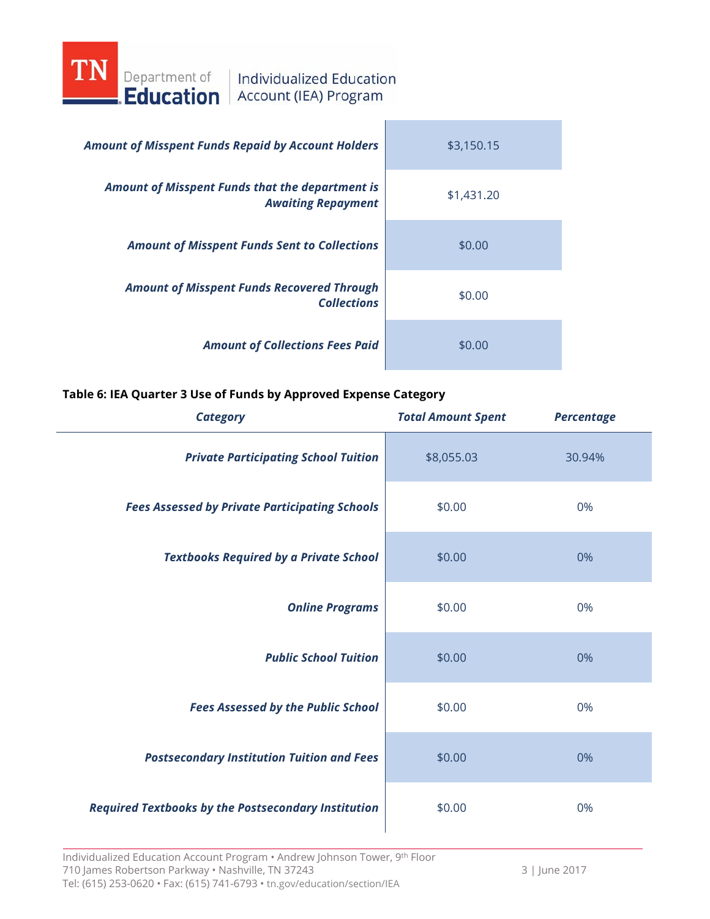| | |
|---|---|
| ***Amount of Misspent Funds Repaid by Account Holders*** | $3,150.15 |
| ***Amount of Misspent Funds that the department is Awaiting Repayment*** | $1,431.20 |
| ***Amount of Misspent Funds Sent to Collections*** | $0.00 |
| ***Amount of Misspent Funds Recovered Through Collections*** | $0.00 |
| ***Amount of Collections Fees Paid*** | $0.00 |

**Table 6: IEA Quarter 3 Use of Funds by Approved Expense Category**

| *Category* | *Total Amount Spent* | *Percentage* |
|---|---|---|
| ***Private Participating School Tuition*** | $8,055.03 | 30.94% |
| ***Fees Assessed by Private Participating Schools*** | $0.00 | 0% |
| ***Textbooks Required by a Private School*** | $0.00 | 0% |
| ***Online Programs*** | $0.00 | 0% |
| ***Public School Tuition*** | $0.00 | 0% |
| ***Fees Assessed by the Public School*** | $0.00 | 0% |
| ***Postsecondary Institution Tuition and Fees*** | $0.00 | 0% |
| ***Required Textbooks by the Postsecondary Institution*** | $0.00 | 0% |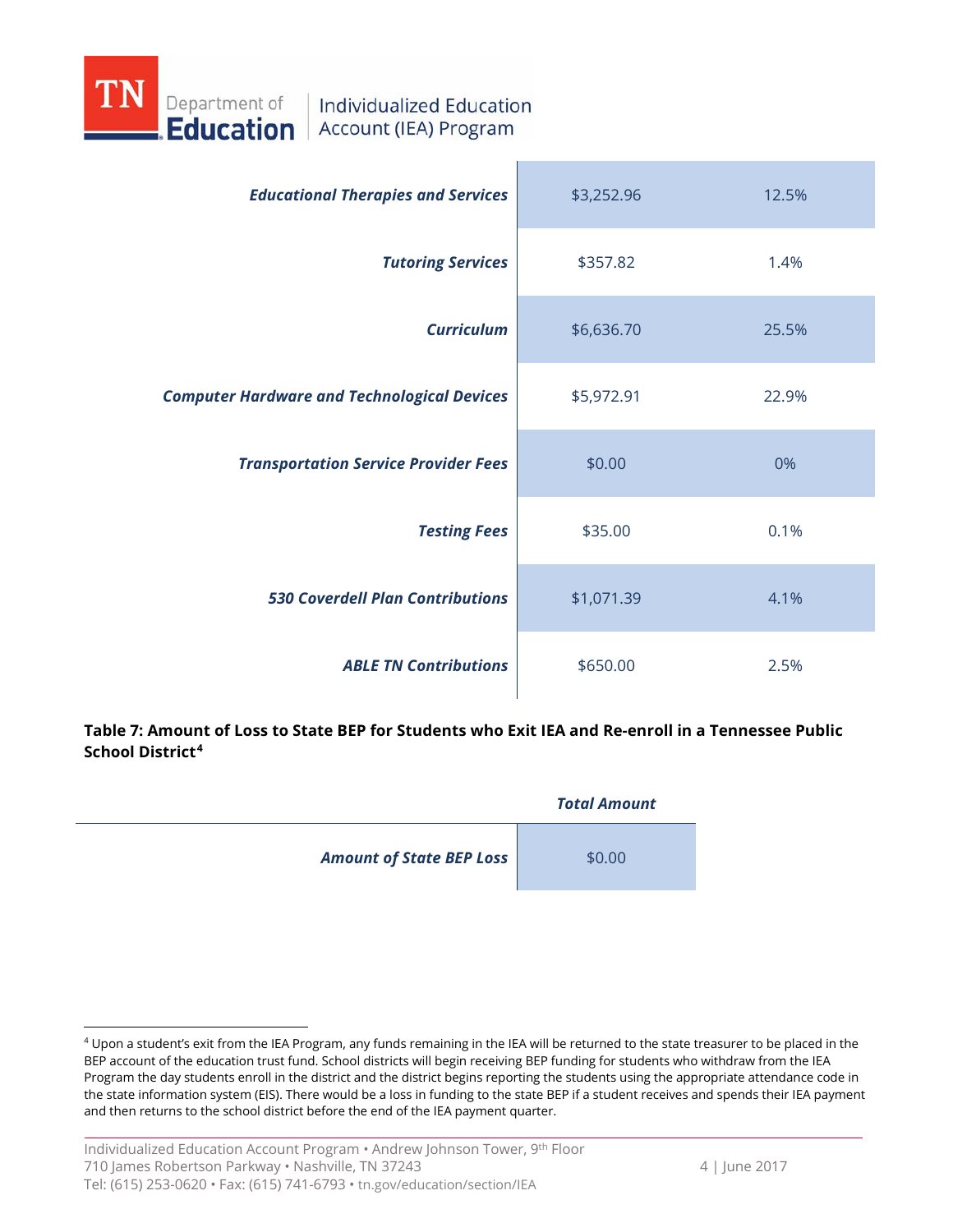| | | |
|---|---|---|
| ***Educational Therapies and Services*** | $3,252.96 | 12.5% |
| ***Tutoring Services*** | $357.82 | 1.4% |
| ***Curriculum*** | $6,636.70 | 25.5% |
| ***Computer Hardware and Technological Devices*** | $5,972.91 | 22.9% |
| ***Transportation Service Provider Fees*** | $0.00 | 0% |
| ***Testing Fees*** | $35.00 | 0.1% |
| ***530 Coverdell Plan Contributions*** | $1,071.39 | 4.1% |
| ***ABLE TN Contributions*** | $650.00 | 2.5% |

**Table 7: Amount of Loss to State BEP for Students who Exit IEA and Re-enroll in a Tennessee Public School District[4]**

| | ***Total Amount*** |
|---|---|
| ***Amount of State BEP Loss*** | $0.00 |

[4] Upon a student's exit from the IEA Program, any funds remaining in the IEA will be returned to the state treasurer to be placed in the BEP account of the education trust fund. School districts will begin receiving BEP funding for students who withdraw from the IEA Program the day students enroll in the district and the district begins reporting the students using the appropriate attendance code in the state information system (EIS). There would be a loss in funding to the state BEP if a student receives and spends their IEA payment and then returns to the school district before the end of the IEA payment quarter.